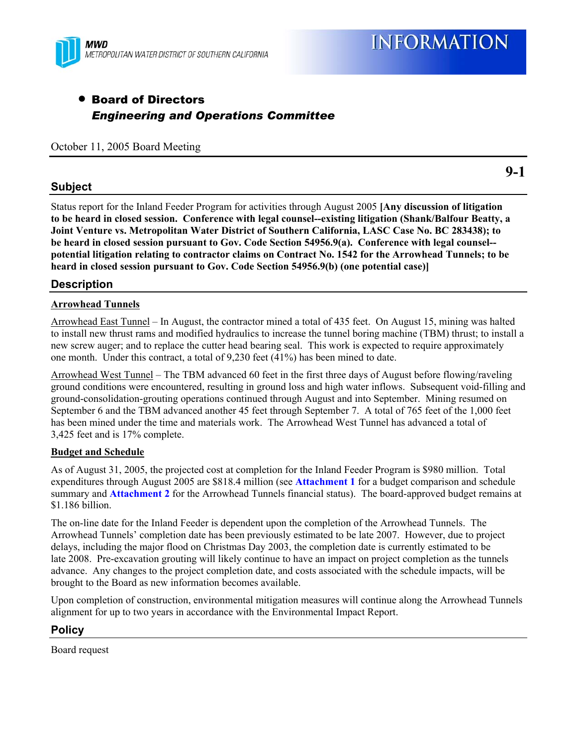MWD

METROPOLITAN WATER DISTRICT OF SOUTHERN CALIFORNIA

# INFORMATION

- **Board of Directors**

  ***Engineering and Operations Committee***

October 11, 2005 Board Meeting

**9-1**

## Subject

Status report for the Inland Feeder Program for activities through August 2005 **[Any discussion of litigation to be heard in closed session. Conference with legal counsel--existing litigation (Shank/Balfour Beatty, a Joint Venture vs. Metropolitan Water District of Southern California, LASC Case No. BC 283438); to be heard in closed session pursuant to Gov. Code Section 54956.9(a). Conference with legal counsel--potential litigation relating to contractor claims on Contract No. 1542 for the Arrowhead Tunnels; to be heard in closed session pursuant to Gov. Code Section 54956.9(b) (one potential case)]**

## Description

### Arrowhead Tunnels

Arrowhead East Tunnel – In August, the contractor mined a total of 435 feet. On August 15, mining was halted to install new thrust rams and modified hydraulics to increase the tunnel boring machine (TBM) thrust; to install a new screw auger; and to replace the cutter head bearing seal. This work is expected to require approximately one month. Under this contract, a total of 9,230 feet (41%) has been mined to date.

Arrowhead West Tunnel – The TBM advanced 60 feet in the first three days of August before flowing/raveling ground conditions were encountered, resulting in ground loss and high water inflows. Subsequent void-filling and ground-consolidation-grouting operations continued through August and into September. Mining resumed on September 6 and the TBM advanced another 45 feet through September 7. A total of 765 feet of the 1,000 feet has been mined under the time and materials work. The Arrowhead West Tunnel has advanced a total of 3,425 feet and is 17% complete.

### Budget and Schedule

As of August 31, 2005, the projected cost at completion for the Inland Feeder Program is $980 million. Total expenditures through August 2005 are $818.4 million (see **Attachment 1** for a budget comparison and schedule summary and **Attachment 2** for the Arrowhead Tunnels financial status). The board-approved budget remains at $1.186 billion.

The on-line date for the Inland Feeder is dependent upon the completion of the Arrowhead Tunnels. The Arrowhead Tunnels' completion date has been previously estimated to be late 2007. However, due to project delays, including the major flood on Christmas Day 2003, the completion date is currently estimated to be late 2008. Pre-excavation grouting will likely continue to have an impact on project completion as the tunnels advance. Any changes to the project completion date, and costs associated with the schedule impacts, will be brought to the Board as new information becomes available.

Upon completion of construction, environmental mitigation measures will continue along the Arrowhead Tunnels alignment for up to two years in accordance with the Environmental Impact Report.

## Policy

Board request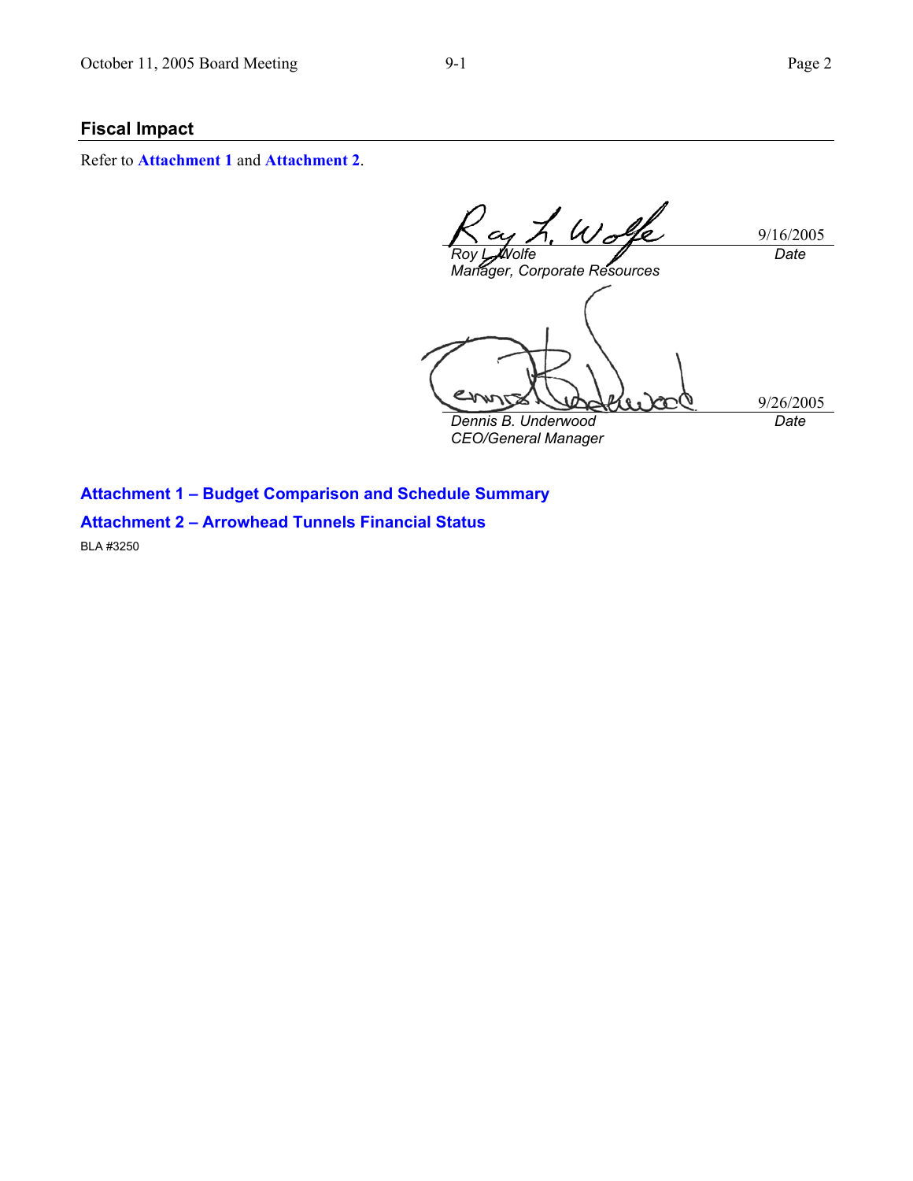## Fiscal Impact

Refer to **Attachment 1** and **Attachment 2**.

| | |
|---|---|
| *Roy L. Wolfe* | 9/16/2005 |
| *Manager, Corporate Resources* | *Date* |

| | |
|---|---|
| *Dennis B. Underwood* | 9/26/2005 |
| *CEO/General Manager* | *Date* |

**Attachment 1 – Budget Comparison and Schedule Summary**

**Attachment 2 – Arrowhead Tunnels Financial Status**

BLA #3250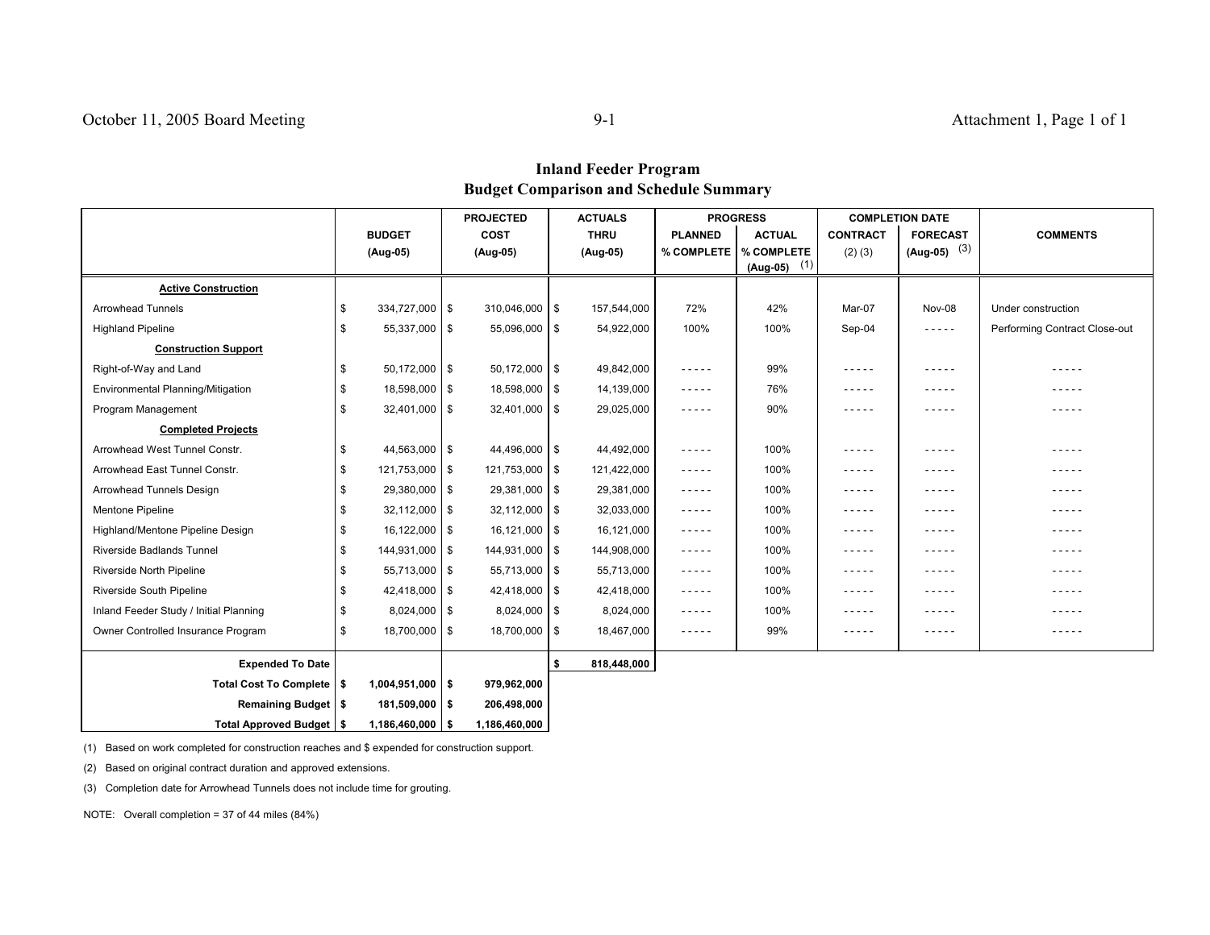# Inland Feeder Program
## Budget Comparison and Schedule Summary

| | BUDGET (Aug-05) | PROJECTED COST (Aug-05) | ACTUALS THRU (Aug-05) | PROGRESS PLANNED % COMPLETE | PROGRESS ACTUAL % COMPLETE (Aug-05) (1) | COMPLETION DATE CONTRACT (2) (3) | COMPLETION DATE FORECAST (Aug-05) (3) | COMMENTS |
|---|---|---|---|---|---|---|---|---|
| **Active Construction** | | | | | | | | |
| Arrowhead Tunnels | $ 334,727,000 | $ 310,046,000 | $ 157,544,000 | 72% | 42% | Mar-07 | Nov-08 | Under construction |
| Highland Pipeline | $ 55,337,000 | $ 55,096,000 | $ 54,922,000 | 100% | 100% | Sep-04 | - - - - - | Performing Contract Close-out |
| **Construction Support** | | | | | | | | |
| Right-of-Way and Land | $ 50,172,000 | $ 50,172,000 | $ 49,842,000 | - - - - - | 99% | - - - - - | - - - - - | - - - - - |
| Environmental Planning/Mitigation | $ 18,598,000 | $ 18,598,000 | $ 14,139,000 | - - - - - | 76% | - - - - - | - - - - - | - - - - - |
| Program Management | $ 32,401,000 | $ 32,401,000 | $ 29,025,000 | - - - - - | 90% | - - - - - | - - - - - | - - - - - |
| **Completed Projects** | | | | | | | | |
| Arrowhead West Tunnel Constr. | $ 44,563,000 | $ 44,496,000 | $ 44,492,000 | - - - - - | 100% | - - - - - | - - - - - | - - - - - |
| Arrowhead East Tunnel Constr. | $ 121,753,000 | $ 121,753,000 | $ 121,422,000 | - - - - - | 100% | - - - - - | - - - - - | - - - - - |
| Arrowhead Tunnels Design | $ 29,380,000 | $ 29,381,000 | $ 29,381,000 | - - - - - | 100% | - - - - - | - - - - - | - - - - - |
| Mentone Pipeline | $ 32,112,000 | $ 32,112,000 | $ 32,033,000 | - - - - - | 100% | - - - - - | - - - - - | - - - - - |
| Highland/Mentone Pipeline Design | $ 16,122,000 | $ 16,121,000 | $ 16,121,000 | - - - - - | 100% | - - - - - | - - - - - | - - - - - |
| Riverside Badlands Tunnel | $ 144,931,000 | $ 144,931,000 | $ 144,908,000 | - - - - - | 100% | - - - - - | - - - - - | - - - - - |
| Riverside North Pipeline | $ 55,713,000 | $ 55,713,000 | $ 55,713,000 | - - - - - | 100% | - - - - - | - - - - - | - - - - - |
| Riverside South Pipeline | $ 42,418,000 | $ 42,418,000 | $ 42,418,000 | - - - - - | 100% | - - - - - | - - - - - | - - - - - |
| Inland Feeder Study / Initial Planning | $ 8,024,000 | $ 8,024,000 | $ 8,024,000 | - - - - - | 100% | - - - - - | - - - - - | - - - - - |
| Owner Controlled Insurance Program | $ 18,700,000 | $ 18,700,000 | $ 18,467,000 | - - - - - | 99% | - - - - - | - - - - - | - - - - - |
| **Expended To Date** | | | **$ 818,448,000** | | | | | |
| **Total Cost To Complete** | **$ 1,004,951,000** | **$ 979,962,000** | | | | | | |
| **Remaining Budget** | **$ 181,509,000** | **$ 206,498,000** | | | | | | |
| **Total Approved Budget** | **$ 1,186,460,000** | **$ 1,186,460,000** | | | | | | |

(1) Based on work completed for construction reaches and $ expended for construction support.

(2) Based on original contract duration and approved extensions.

(3) Completion date for Arrowhead Tunnels does not include time for grouting.

NOTE: Overall completion = 37 of 44 miles (84%)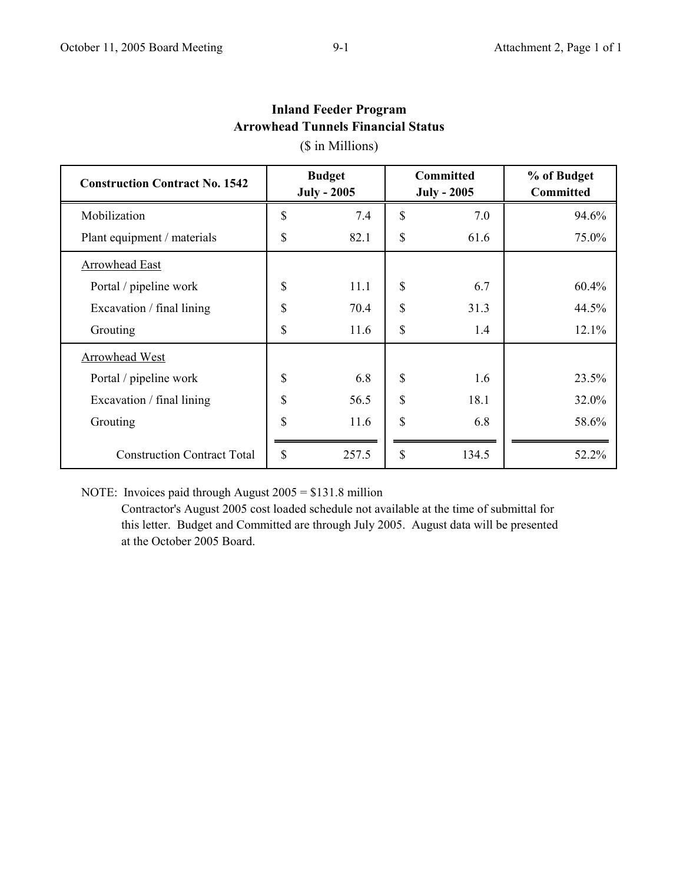**Inland Feeder Program**
**Arrowhead Tunnels Financial Status**
($ in Millions)

| Construction Contract No. 1542 | Budget July - 2005 | Committed July - 2005 | % of Budget Committed |
|---|---|---|---|
| Mobilization | $ 7.4 | $ 7.0 | 94.6% |
| Plant equipment / materials | $ 82.1 | $ 61.6 | 75.0% |
| Arrowhead East | | | |
| Portal / pipeline work | $ 11.1 | $ 6.7 | 60.4% |
| Excavation / final lining | $ 70.4 | $ 31.3 | 44.5% |
| Grouting | $ 11.6 | $ 1.4 | 12.1% |
| Arrowhead West | | | |
| Portal / pipeline work | $ 6.8 | $ 1.6 | 23.5% |
| Excavation / final lining | $ 56.5 | $ 18.1 | 32.0% |
| Grouting | $ 11.6 | $ 6.8 | 58.6% |
| Construction Contract Total | $ 257.5 | $ 134.5 | 52.2% |

NOTE: Invoices paid through August 2005 = $131.8 million

Contractor's August 2005 cost loaded schedule not available at the time of submittal for this letter. Budget and Committed are through July 2005. August data will be presented at the October 2005 Board.